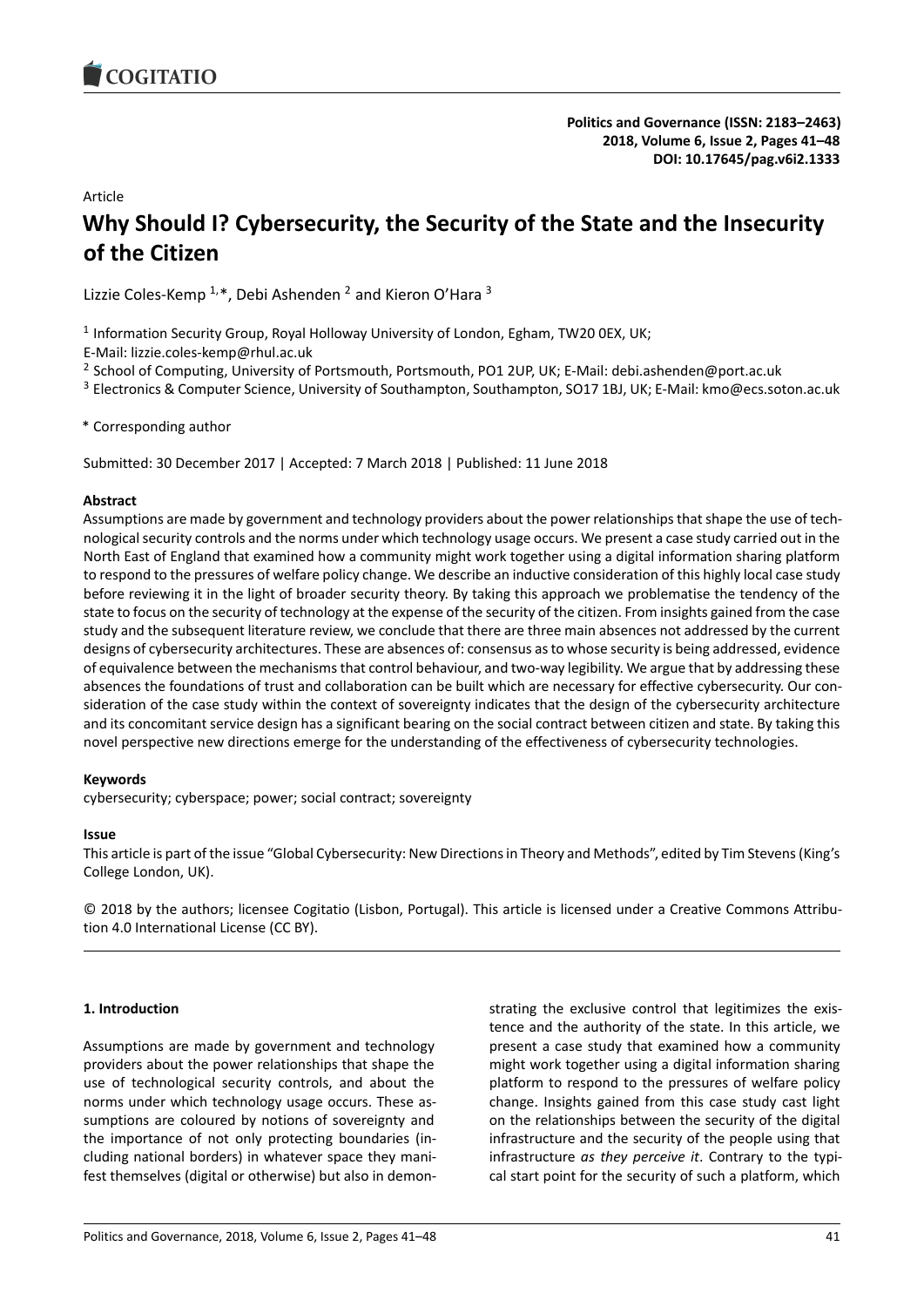Politics and Governance (ISSN: 2183–2463)
2018, Volume 6, Issue 2, Pages 41–48
DOI: 10.17645/pag.v6i2.1333

Article

# Why Should I? Cybersecurity, the Security of the State and the Insecurity of the Citizen

Lizzie Coles-Kemp [1,*], Debi Ashenden [2] and Kieron O'Hara [3]

[1] Information Security Group, Royal Holloway University of London, Egham, TW20 0EX, UK; E-Mail: lizzie.coles-kemp@rhul.ac.uk

[2] School of Computing, University of Portsmouth, Portsmouth, PO1 2UP, UK; E-Mail: debi.ashenden@port.ac.uk

[3] Electronics & Computer Science, University of Southampton, Southampton, SO17 1BJ, UK; E-Mail: kmo@ecs.soton.ac.uk

* Corresponding author

Submitted: 30 December 2017 | Accepted: 7 March 2018 | Published: 11 June 2018

**Abstract**

Assumptions are made by government and technology providers about the power relationships that shape the use of technological security controls and the norms under which technology usage occurs. We present a case study carried out in the North East of England that examined how a community might work together using a digital information sharing platform to respond to the pressures of welfare policy change. We describe an inductive consideration of this highly local case study before reviewing it in the light of broader security theory. By taking this approach we problematise the tendency of the state to focus on the security of technology at the expense of the security of the citizen. From insights gained from the case study and the subsequent literature review, we conclude that there are three main absences not addressed by the current designs of cybersecurity architectures. These are absences of: consensus as to whose security is being addressed, evidence of equivalence between the mechanisms that control behaviour, and two-way legibility. We argue that by addressing these absences the foundations of trust and collaboration can be built which are necessary for effective cybersecurity. Our consideration of the case study within the context of sovereignty indicates that the design of the cybersecurity architecture and its concomitant service design has a significant bearing on the social contract between citizen and state. By taking this novel perspective new directions emerge for the understanding of the effectiveness of cybersecurity technologies.

**Keywords**

cybersecurity; cyberspace; power; social contract; sovereignty

**Issue**

This article is part of the issue "Global Cybersecurity: New Directions in Theory and Methods", edited by Tim Stevens (King's College London, UK).

© 2018 by the authors; licensee Cogitatio (Lisbon, Portugal). This article is licensed under a Creative Commons Attribution 4.0 International License (CC BY).

## 1. Introduction

Assumptions are made by government and technology providers about the power relationships that shape the use of technological security controls, and about the norms under which technology usage occurs. These assumptions are coloured by notions of sovereignty and the importance of not only protecting boundaries (including national borders) in whatever space they manifest themselves (digital or otherwise) but also in demonstrating the exclusive control that legitimizes the existence and the authority of the state. In this article, we present a case study that examined how a community might work together using a digital information sharing platform to respond to the pressures of welfare policy change. Insights gained from this case study cast light on the relationships between the security of the digital infrastructure and the security of the people using that infrastructure *as they perceive it*. Contrary to the typical start point for the security of such a platform, which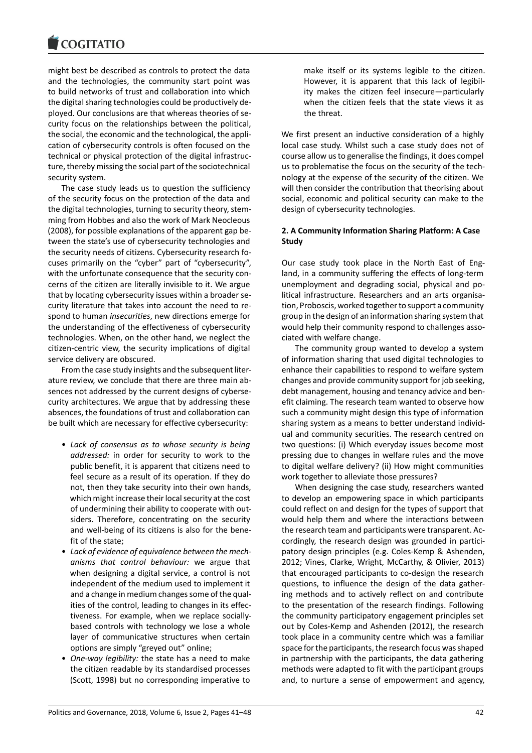might best be described as controls to protect the data and the technologies, the community start point was to build networks of trust and collaboration into which the digital sharing technologies could be productively deployed. Our conclusions are that whereas theories of security focus on the relationships between the political, the social, the economic and the technological, the application of cybersecurity controls is often focused on the technical or physical protection of the digital infrastructure, thereby missing the social part of the sociotechnical security system.

The case study leads us to question the sufficiency of the security focus on the protection of the data and the digital technologies, turning to security theory, stemming from Hobbes and also the work of Mark Neocleous (2008), for possible explanations of the apparent gap between the state's use of cybersecurity technologies and the security needs of citizens. Cybersecurity research focuses primarily on the "cyber" part of "cybersecurity", with the unfortunate consequence that the security concerns of the citizen are literally invisible to it. We argue that by locating cybersecurity issues within a broader security literature that takes into account the need to respond to human *insecurities*, new directions emerge for the understanding of the effectiveness of cybersecurity technologies. When, on the other hand, we neglect the citizen-centric view, the security implications of digital service delivery are obscured.

From the case study insights and the subsequent literature review, we conclude that there are three main absences not addressed by the current designs of cybersecurity architectures. We argue that by addressing these absences, the foundations of trust and collaboration can be built which are necessary for effective cybersecurity:

- *Lack of consensus as to whose security is being addressed:* in order for security to work to the public benefit, it is apparent that citizens need to feel secure as a result of its operation. If they do not, then they take security into their own hands, which might increase their local security at the cost of undermining their ability to cooperate with outsiders. Therefore, concentrating on the security and well-being of its citizens is also for the benefit of the state;
- *Lack of evidence of equivalence between the mechanisms that control behaviour:* we argue that when designing a digital service, a control is not independent of the medium used to implement it and a change in medium changes some of the qualities of the control, leading to changes in its effectiveness. For example, when we replace socially-based controls with technology we lose a whole layer of communicative structures when certain options are simply "greyed out" online;
- *One-way legibility:* the state has a need to make the citizen readable by its standardised processes (Scott, 1998) but no corresponding imperative to make itself or its systems legible to the citizen. However, it is apparent that this lack of legibility makes the citizen feel insecure—particularly when the citizen feels that the state views it as the threat.

We first present an inductive consideration of a highly local case study. Whilst such a case study does not of course allow us to generalise the findings, it does compel us to problematise the focus on the security of the technology at the expense of the security of the citizen. We will then consider the contribution that theorising about social, economic and political security can make to the design of cybersecurity technologies.

## 2. A Community Information Sharing Platform: A Case Study

Our case study took place in the North East of England, in a community suffering the effects of long-term unemployment and degrading social, physical and political infrastructure. Researchers and an arts organisation, Proboscis, worked together to support a community group in the design of an information sharing system that would help their community respond to challenges associated with welfare change.

The community group wanted to develop a system of information sharing that used digital technologies to enhance their capabilities to respond to welfare system changes and provide community support for job seeking, debt management, housing and tenancy advice and benefit claiming. The research team wanted to observe how such a community might design this type of information sharing system as a means to better understand individual and community securities. The research centred on two questions: (i) Which everyday issues become most pressing due to changes in welfare rules and the move to digital welfare delivery? (ii) How might communities work together to alleviate those pressures?

When designing the case study, researchers wanted to develop an empowering space in which participants could reflect on and design for the types of support that would help them and where the interactions between the research team and participants were transparent. Accordingly, the research design was grounded in participatory design principles (e.g. Coles-Kemp & Ashenden, 2012; Vines, Clarke, Wright, McCarthy, & Olivier, 2013) that encouraged participants to co-design the research questions, to influence the design of the data gathering methods and to actively reflect on and contribute to the presentation of the research findings. Following the community participatory engagement principles set out by Coles-Kemp and Ashenden (2012), the research took place in a community centre which was a familiar space for the participants, the research focus was shaped in partnership with the participants, the data gathering methods were adapted to fit with the participant groups and, to nurture a sense of empowerment and agency,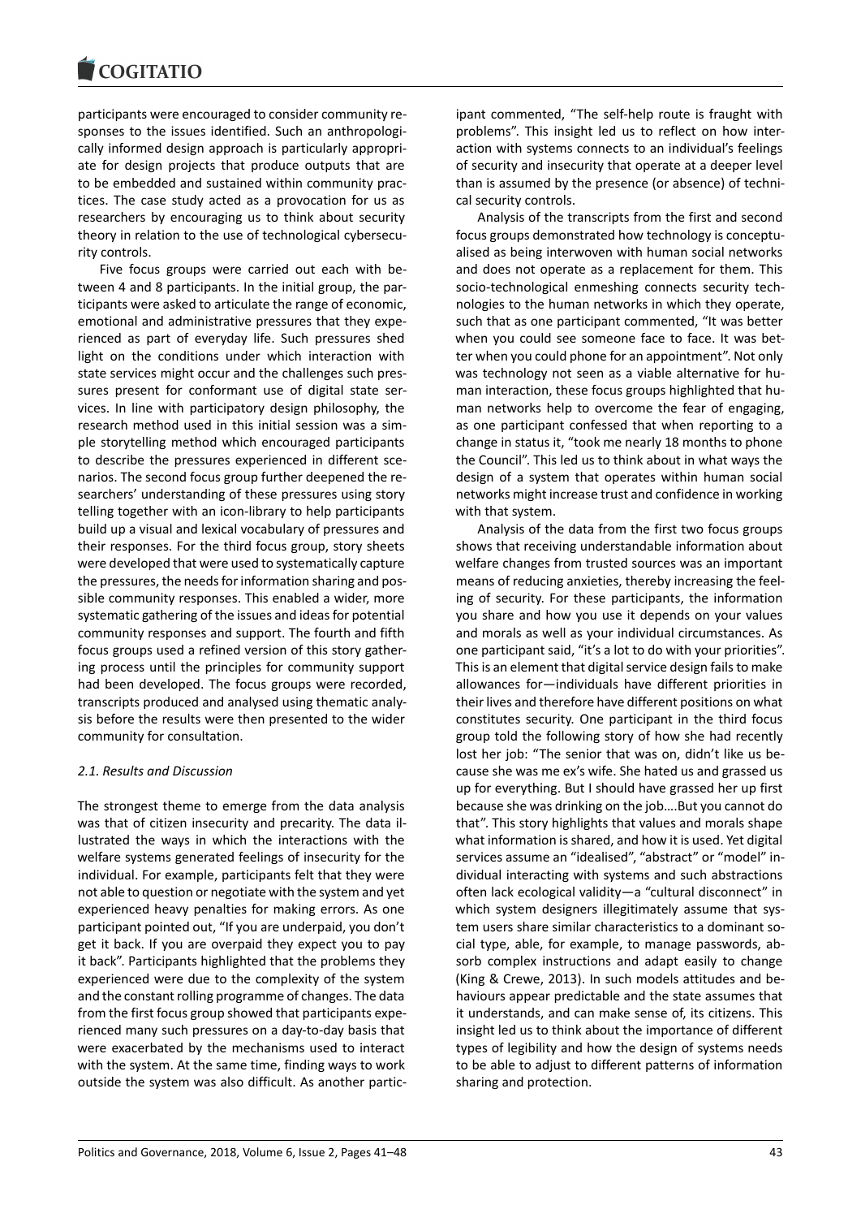participants were encouraged to consider community responses to the issues identified. Such an anthropologically informed design approach is particularly appropriate for design projects that produce outputs that are to be embedded and sustained within community practices. The case study acted as a provocation for us as researchers by encouraging us to think about security theory in relation to the use of technological cybersecurity controls.

Five focus groups were carried out each with between 4 and 8 participants. In the initial group, the participants were asked to articulate the range of economic, emotional and administrative pressures that they experienced as part of everyday life. Such pressures shed light on the conditions under which interaction with state services might occur and the challenges such pressures present for conformant use of digital state services. In line with participatory design philosophy, the research method used in this initial session was a simple storytelling method which encouraged participants to describe the pressures experienced in different scenarios. The second focus group further deepened the researchers' understanding of these pressures using story telling together with an icon-library to help participants build up a visual and lexical vocabulary of pressures and their responses. For the third focus group, story sheets were developed that were used to systematically capture the pressures, the needs for information sharing and possible community responses. This enabled a wider, more systematic gathering of the issues and ideas for potential community responses and support. The fourth and fifth focus groups used a refined version of this story gathering process until the principles for community support had been developed. The focus groups were recorded, transcripts produced and analysed using thematic analysis before the results were then presented to the wider community for consultation.

### *2.1. Results and Discussion*

The strongest theme to emerge from the data analysis was that of citizen insecurity and precarity. The data illustrated the ways in which the interactions with the welfare systems generated feelings of insecurity for the individual. For example, participants felt that they were not able to question or negotiate with the system and yet experienced heavy penalties for making errors. As one participant pointed out, "If you are underpaid, you don't get it back. If you are overpaid they expect you to pay it back". Participants highlighted that the problems they experienced were due to the complexity of the system and the constant rolling programme of changes. The data from the first focus group showed that participants experienced many such pressures on a day-to-day basis that were exacerbated by the mechanisms used to interact with the system. At the same time, finding ways to work outside the system was also difficult. As another participant commented, "The self-help route is fraught with problems". This insight led us to reflect on how interaction with systems connects to an individual's feelings of security and insecurity that operate at a deeper level than is assumed by the presence (or absence) of technical security controls.

Analysis of the transcripts from the first and second focus groups demonstrated how technology is conceptualised as being interwoven with human social networks and does not operate as a replacement for them. This socio-technological enmeshing connects security technologies to the human networks in which they operate, such that as one participant commented, "It was better when you could see someone face to face. It was better when you could phone for an appointment". Not only was technology not seen as a viable alternative for human interaction, these focus groups highlighted that human networks help to overcome the fear of engaging, as one participant confessed that when reporting to a change in status it, "took me nearly 18 months to phone the Council". This led us to think about in what ways the design of a system that operates within human social networks might increase trust and confidence in working with that system.

Analysis of the data from the first two focus groups shows that receiving understandable information about welfare changes from trusted sources was an important means of reducing anxieties, thereby increasing the feeling of security. For these participants, the information you share and how you use it depends on your values and morals as well as your individual circumstances. As one participant said, "it's a lot to do with your priorities". This is an element that digital service design fails to make allowances for—individuals have different priorities in their lives and therefore have different positions on what constitutes security. One participant in the third focus group told the following story of how she had recently lost her job: "The senior that was on, didn't like us because she was me ex's wife. She hated us and grassed us up for everything. But I should have grassed her up first because she was drinking on the job….But you cannot do that". This story highlights that values and morals shape what information is shared, and how it is used. Yet digital services assume an "idealised", "abstract" or "model" individual interacting with systems and such abstractions often lack ecological validity—a "cultural disconnect" in which system designers illegitimately assume that system users share similar characteristics to a dominant social type, able, for example, to manage passwords, absorb complex instructions and adapt easily to change (King & Crewe, 2013). In such models attitudes and behaviours appear predictable and the state assumes that it understands, and can make sense of, its citizens. This insight led us to think about the importance of different types of legibility and how the design of systems needs to be able to adjust to different patterns of information sharing and protection.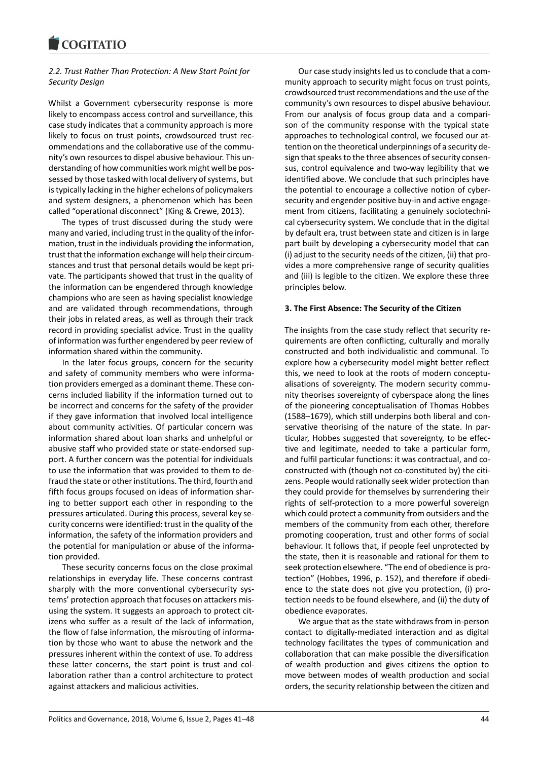### 2.2. Trust Rather Than Protection: A New Start Point for Security Design

Whilst a Government cybersecurity response is more likely to encompass access control and surveillance, this case study indicates that a community approach is more likely to focus on trust points, crowdsourced trust recommendations and the collaborative use of the community's own resources to dispel abusive behaviour. This understanding of how communities work might well be possessed by those tasked with local delivery of systems, but is typically lacking in the higher echelons of policymakers and system designers, a phenomenon which has been called "operational disconnect" (King & Crewe, 2013).

The types of trust discussed during the study were many and varied, including trust in the quality of the information, trust in the individuals providing the information, trust that the information exchange will help their circumstances and trust that personal details would be kept private. The participants showed that trust in the quality of the information can be engendered through knowledge champions who are seen as having specialist knowledge and are validated through recommendations, through their jobs in related areas, as well as through their track record in providing specialist advice. Trust in the quality of information was further engendered by peer review of information shared within the community.

In the later focus groups, concern for the security and safety of community members who were information providers emerged as a dominant theme. These concerns included liability if the information turned out to be incorrect and concerns for the safety of the provider if they gave information that involved local intelligence about community activities. Of particular concern was information shared about loan sharks and unhelpful or abusive staff who provided state or state-endorsed support. A further concern was the potential for individuals to use the information that was provided to them to defraud the state or other institutions. The third, fourth and fifth focus groups focused on ideas of information sharing to better support each other in responding to the pressures articulated. During this process, several key security concerns were identified: trust in the quality of the information, the safety of the information providers and the potential for manipulation or abuse of the information provided.

These security concerns focus on the close proximal relationships in everyday life. These concerns contrast sharply with the more conventional cybersecurity systems' protection approach that focuses on attackers misusing the system. It suggests an approach to protect citizens who suffer as a result of the lack of information, the flow of false information, the misrouting of information by those who want to abuse the network and the pressures inherent within the context of use. To address these latter concerns, the start point is trust and collaboration rather than a control architecture to protect against attackers and malicious activities.

Our case study insights led us to conclude that a community approach to security might focus on trust points, crowdsourced trust recommendations and the use of the community's own resources to dispel abusive behaviour. From our analysis of focus group data and a comparison of the community response with the typical state approaches to technological control, we focused our attention on the theoretical underpinnings of a security design that speaks to the three absences of security consensus, control equivalence and two-way legibility that we identified above. We conclude that such principles have the potential to encourage a collective notion of cybersecurity and engender positive buy-in and active engagement from citizens, facilitating a genuinely sociotechnical cybersecurity system. We conclude that in the digital by default era, trust between state and citizen is in large part built by developing a cybersecurity model that can (i) adjust to the security needs of the citizen, (ii) that provides a more comprehensive range of security qualities and (iii) is legible to the citizen. We explore these three principles below.

## 3. The First Absence: The Security of the Citizen

The insights from the case study reflect that security requirements are often conflicting, culturally and morally constructed and both individualistic and communal. To explore how a cybersecurity model might better reflect this, we need to look at the roots of modern conceptualisations of sovereignty. The modern security community theorises sovereignty of cyberspace along the lines of the pioneering conceptualisation of Thomas Hobbes (1588–1679), which still underpins both liberal and conservative theorising of the nature of the state. In particular, Hobbes suggested that sovereignty, to be effective and legitimate, needed to take a particular form, and fulfil particular functions: it was contractual, and co-constructed with (though not co-constituted by) the citizens. People would rationally seek wider protection than they could provide for themselves by surrendering their rights of self-protection to a more powerful sovereign which could protect a community from outsiders and the members of the community from each other, therefore promoting cooperation, trust and other forms of social behaviour. It follows that, if people feel unprotected by the state, then it is reasonable and rational for them to seek protection elsewhere. "The end of obedience is protection" (Hobbes, 1996, p. 152), and therefore if obedience to the state does not give you protection, (i) protection needs to be found elsewhere, and (ii) the duty of obedience evaporates.

We argue that as the state withdraws from in-person contact to digitally-mediated interaction and as digital technology facilitates the types of communication and collaboration that can make possible the diversification of wealth production and gives citizens the option to move between modes of wealth production and social orders, the security relationship between the citizen and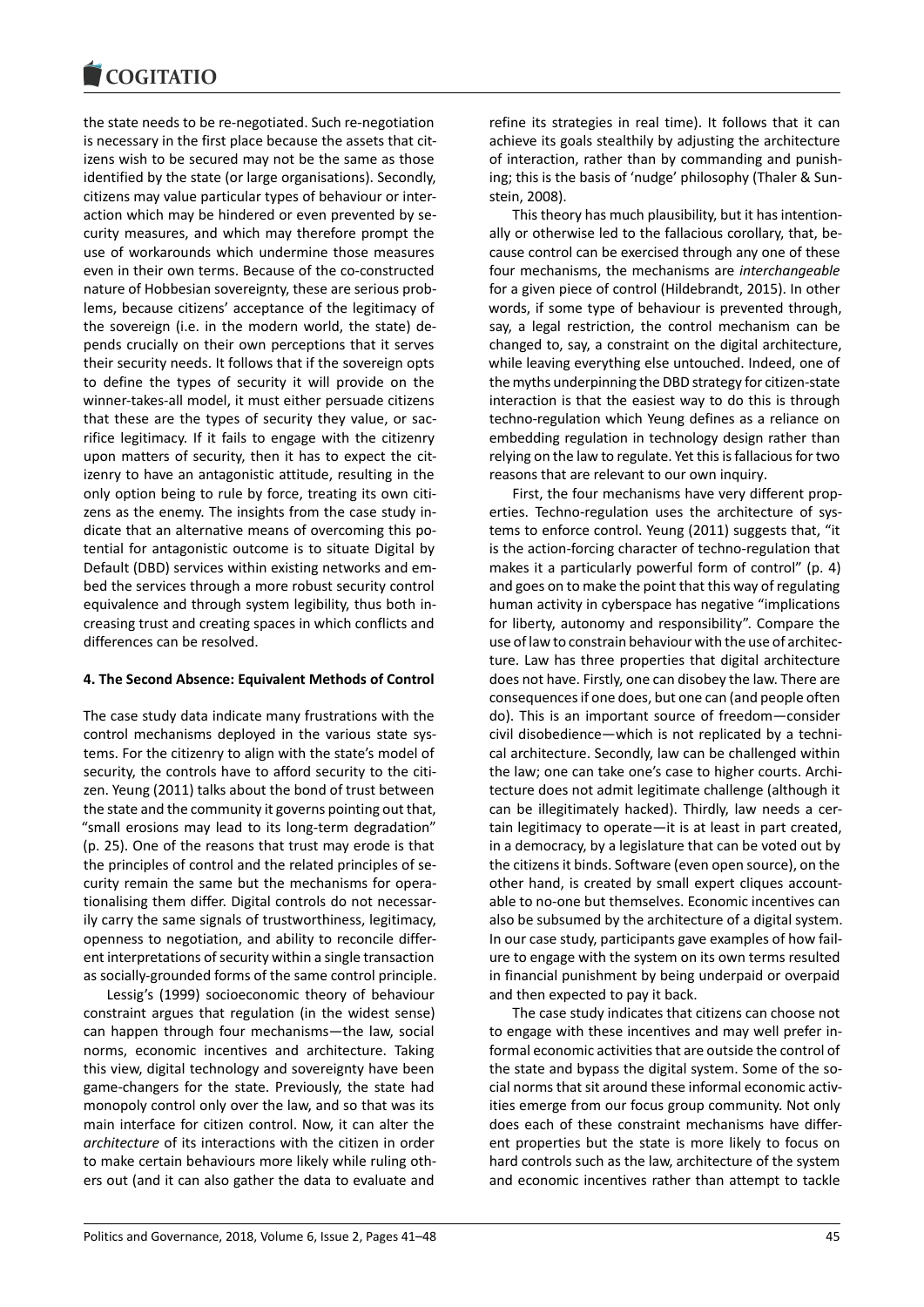the state needs to be re-negotiated. Such re-negotiation is necessary in the first place because the assets that citizens wish to be secured may not be the same as those identified by the state (or large organisations). Secondly, citizens may value particular types of behaviour or interaction which may be hindered or even prevented by security measures, and which may therefore prompt the use of workarounds which undermine those measures even in their own terms. Because of the co-constructed nature of Hobbesian sovereignty, these are serious problems, because citizens' acceptance of the legitimacy of the sovereign (i.e. in the modern world, the state) depends crucially on their own perceptions that it serves their security needs. It follows that if the sovereign opts to define the types of security it will provide on the winner-takes-all model, it must either persuade citizens that these are the types of security they value, or sacrifice legitimacy. If it fails to engage with the citizenry upon matters of security, then it has to expect the citizenry to have an antagonistic attitude, resulting in the only option being to rule by force, treating its own citizens as the enemy. The insights from the case study indicate that an alternative means of overcoming this potential for antagonistic outcome is to situate Digital by Default (DBD) services within existing networks and embed the services through a more robust security control equivalence and through system legibility, thus both increasing trust and creating spaces in which conflicts and differences can be resolved.

## 4. The Second Absence: Equivalent Methods of Control

The case study data indicate many frustrations with the control mechanisms deployed in the various state systems. For the citizenry to align with the state's model of security, the controls have to afford security to the citizen. Yeung (2011) talks about the bond of trust between the state and the community it governs pointing out that, "small erosions may lead to its long-term degradation" (p. 25). One of the reasons that trust may erode is that the principles of control and the related principles of security remain the same but the mechanisms for operationalising them differ. Digital controls do not necessarily carry the same signals of trustworthiness, legitimacy, openness to negotiation, and ability to reconcile different interpretations of security within a single transaction as socially-grounded forms of the same control principle.

Lessig's (1999) socioeconomic theory of behaviour constraint argues that regulation (in the widest sense) can happen through four mechanisms—the law, social norms, economic incentives and architecture. Taking this view, digital technology and sovereignty have been game-changers for the state. Previously, the state had monopoly control only over the law, and so that was its main interface for citizen control. Now, it can alter the *architecture* of its interactions with the citizen in order to make certain behaviours more likely while ruling others out (and it can also gather the data to evaluate and refine its strategies in real time). It follows that it can achieve its goals stealthily by adjusting the architecture of interaction, rather than by commanding and punishing; this is the basis of 'nudge' philosophy (Thaler & Sunstein, 2008).

This theory has much plausibility, but it has intentionally or otherwise led to the fallacious corollary, that, because control can be exercised through any one of these four mechanisms, the mechanisms are *interchangeable* for a given piece of control (Hildebrandt, 2015). In other words, if some type of behaviour is prevented through, say, a legal restriction, the control mechanism can be changed to, say, a constraint on the digital architecture, while leaving everything else untouched. Indeed, one of the myths underpinning the DBD strategy for citizen-state interaction is that the easiest way to do this is through techno-regulation which Yeung defines as a reliance on embedding regulation in technology design rather than relying on the law to regulate. Yet this is fallacious for two reasons that are relevant to our own inquiry.

First, the four mechanisms have very different properties. Techno-regulation uses the architecture of systems to enforce control. Yeung (2011) suggests that, "it is the action-forcing character of techno-regulation that makes it a particularly powerful form of control" (p. 4) and goes on to make the point that this way of regulating human activity in cyberspace has negative "implications for liberty, autonomy and responsibility". Compare the use of law to constrain behaviour with the use of architecture. Law has three properties that digital architecture does not have. Firstly, one can disobey the law. There are consequences if one does, but one can (and people often do). This is an important source of freedom—consider civil disobedience—which is not replicated by a technical architecture. Secondly, law can be challenged within the law; one can take one's case to higher courts. Architecture does not admit legitimate challenge (although it can be illegitimately hacked). Thirdly, law needs a certain legitimacy to operate—it is at least in part created, in a democracy, by a legislature that can be voted out by the citizens it binds. Software (even open source), on the other hand, is created by small expert cliques accountable to no-one but themselves. Economic incentives can also be subsumed by the architecture of a digital system. In our case study, participants gave examples of how failure to engage with the system on its own terms resulted in financial punishment by being underpaid or overpaid and then expected to pay it back.

The case study indicates that citizens can choose not to engage with these incentives and may well prefer informal economic activities that are outside the control of the state and bypass the digital system. Some of the social norms that sit around these informal economic activities emerge from our focus group community. Not only does each of these constraint mechanisms have different properties but the state is more likely to focus on hard controls such as the law, architecture of the system and economic incentives rather than attempt to tackle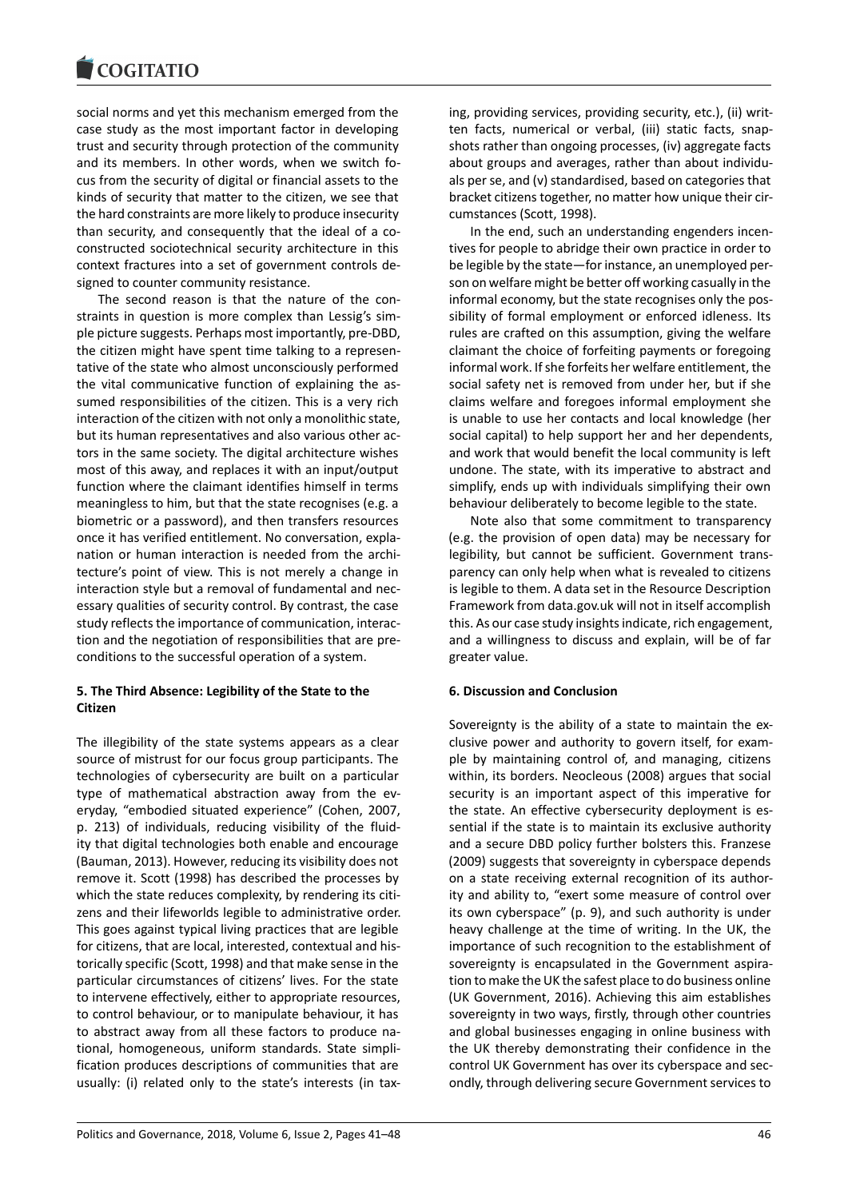social norms and yet this mechanism emerged from the case study as the most important factor in developing trust and security through protection of the community and its members. In other words, when we switch focus from the security of digital or financial assets to the kinds of security that matter to the citizen, we see that the hard constraints are more likely to produce insecurity than security, and consequently that the ideal of a co-constructed sociotechnical security architecture in this context fractures into a set of government controls designed to counter community resistance.

The second reason is that the nature of the constraints in question is more complex than Lessig's simple picture suggests. Perhaps most importantly, pre-DBD, the citizen might have spent time talking to a representative of the state who almost unconsciously performed the vital communicative function of explaining the assumed responsibilities of the citizen. This is a very rich interaction of the citizen with not only a monolithic state, but its human representatives and also various other actors in the same society. The digital architecture wishes most of this away, and replaces it with an input/output function where the claimant identifies himself in terms meaningless to him, but that the state recognises (e.g. a biometric or a password), and then transfers resources once it has verified entitlement. No conversation, explanation or human interaction is needed from the architecture's point of view. This is not merely a change in interaction style but a removal of fundamental and necessary qualities of security control. By contrast, the case study reflects the importance of communication, interaction and the negotiation of responsibilities that are preconditions to the successful operation of a system.

## 5. The Third Absence: Legibility of the State to the Citizen

The illegibility of the state systems appears as a clear source of mistrust for our focus group participants. The technologies of cybersecurity are built on a particular type of mathematical abstraction away from the everyday, "embodied situated experience" (Cohen, 2007, p. 213) of individuals, reducing visibility of the fluidity that digital technologies both enable and encourage (Bauman, 2013). However, reducing its visibility does not remove it. Scott (1998) has described the processes by which the state reduces complexity, by rendering its citizens and their lifeworlds legible to administrative order. This goes against typical living practices that are legible for citizens, that are local, interested, contextual and historically specific (Scott, 1998) and that make sense in the particular circumstances of citizens' lives. For the state to intervene effectively, either to appropriate resources, to control behaviour, or to manipulate behaviour, it has to abstract away from all these factors to produce national, homogeneous, uniform standards. State simplification produces descriptions of communities that are usually: (i) related only to the state's interests (in taxing, providing services, providing security, etc.), (ii) written facts, numerical or verbal, (iii) static facts, snapshots rather than ongoing processes, (iv) aggregate facts about groups and averages, rather than about individuals per se, and (v) standardised, based on categories that bracket citizens together, no matter how unique their circumstances (Scott, 1998).

In the end, such an understanding engenders incentives for people to abridge their own practice in order to be legible by the state—for instance, an unemployed person on welfare might be better off working casually in the informal economy, but the state recognises only the possibility of formal employment or enforced idleness. Its rules are crafted on this assumption, giving the welfare claimant the choice of forfeiting payments or foregoing informal work. If she forfeits her welfare entitlement, the social safety net is removed from under her, but if she claims welfare and foregoes informal employment she is unable to use her contacts and local knowledge (her social capital) to help support her and her dependents, and work that would benefit the local community is left undone. The state, with its imperative to abstract and simplify, ends up with individuals simplifying their own behaviour deliberately to become legible to the state.

Note also that some commitment to transparency (e.g. the provision of open data) may be necessary for legibility, but cannot be sufficient. Government transparency can only help when what is revealed to citizens is legible to them. A data set in the Resource Description Framework from data.gov.uk will not in itself accomplish this. As our case study insights indicate, rich engagement, and a willingness to discuss and explain, will be of far greater value.

## 6. Discussion and Conclusion

Sovereignty is the ability of a state to maintain the exclusive power and authority to govern itself, for example by maintaining control of, and managing, citizens within, its borders. Neocleous (2008) argues that social security is an important aspect of this imperative for the state. An effective cybersecurity deployment is essential if the state is to maintain its exclusive authority and a secure DBD policy further bolsters this. Franzese (2009) suggests that sovereignty in cyberspace depends on a state receiving external recognition of its authority and ability to, "exert some measure of control over its own cyberspace" (p. 9), and such authority is under heavy challenge at the time of writing. In the UK, the importance of such recognition to the establishment of sovereignty is encapsulated in the Government aspiration to make the UK the safest place to do business online (UK Government, 2016). Achieving this aim establishes sovereignty in two ways, firstly, through other countries and global businesses engaging in online business with the UK thereby demonstrating their confidence in the control UK Government has over its cyberspace and secondly, through delivering secure Government services to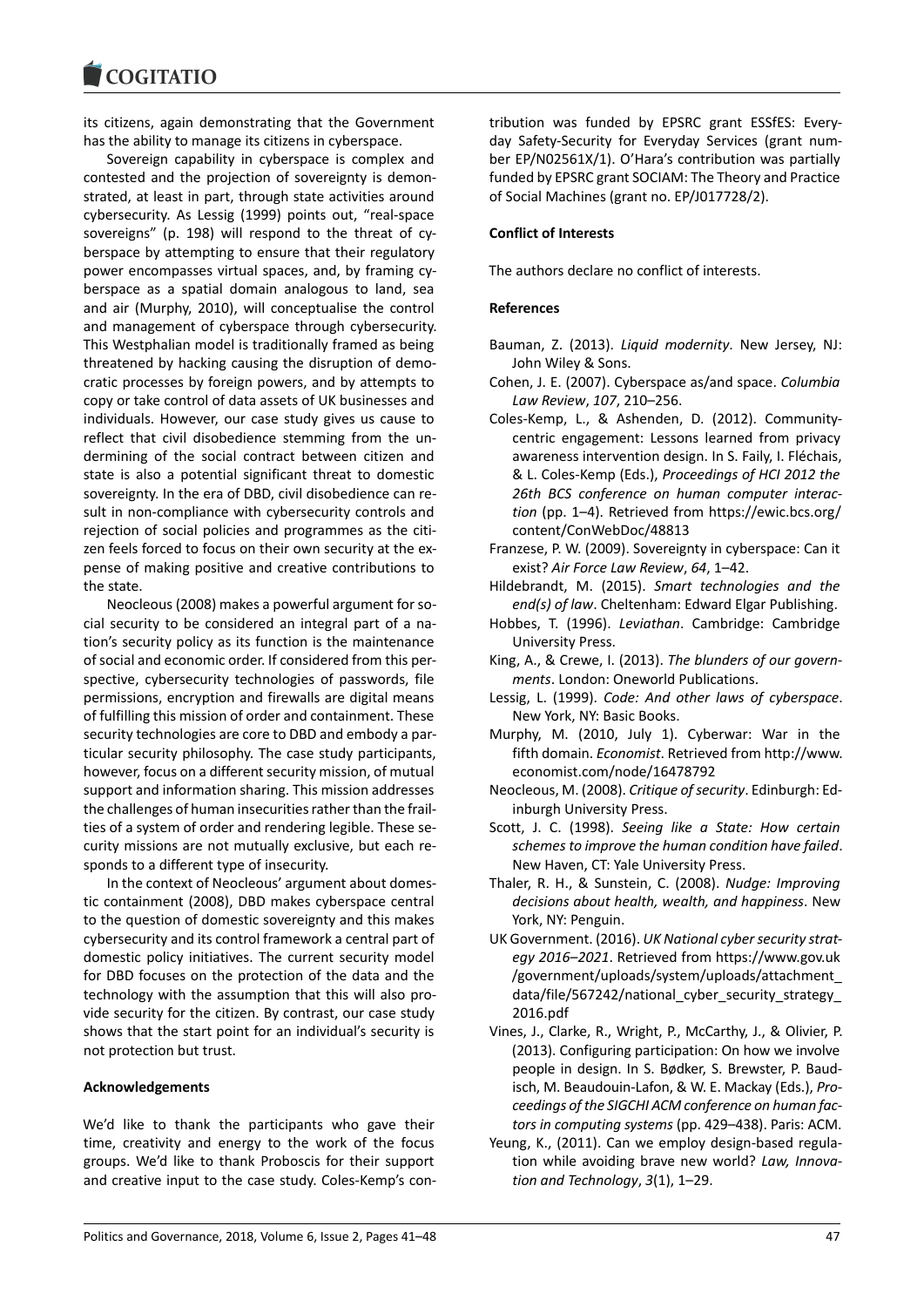its citizens, again demonstrating that the Government has the ability to manage its citizens in cyberspace.

Sovereign capability in cyberspace is complex and contested and the projection of sovereignty is demonstrated, at least in part, through state activities around cybersecurity. As Lessig (1999) points out, "real-space sovereigns" (p. 198) will respond to the threat of cyberspace by attempting to ensure that their regulatory power encompasses virtual spaces, and, by framing cyberspace as a spatial domain analogous to land, sea and air (Murphy, 2010), will conceptualise the control and management of cyberspace through cybersecurity. This Westphalian model is traditionally framed as being threatened by hacking causing the disruption of democratic processes by foreign powers, and by attempts to copy or take control of data assets of UK businesses and individuals. However, our case study gives us cause to reflect that civil disobedience stemming from the undermining of the social contract between citizen and state is also a potential significant threat to domestic sovereignty. In the era of DBD, civil disobedience can result in non-compliance with cybersecurity controls and rejection of social policies and programmes as the citizen feels forced to focus on their own security at the expense of making positive and creative contributions to the state.

Neocleous (2008) makes a powerful argument for social security to be considered an integral part of a nation's security policy as its function is the maintenance of social and economic order. If considered from this perspective, cybersecurity technologies of passwords, file permissions, encryption and firewalls are digital means of fulfilling this mission of order and containment. These security technologies are core to DBD and embody a particular security philosophy. The case study participants, however, focus on a different security mission, of mutual support and information sharing. This mission addresses the challenges of human insecurities rather than the frailties of a system of order and rendering legible. These security missions are not mutually exclusive, but each responds to a different type of insecurity.

In the context of Neocleous' argument about domestic containment (2008), DBD makes cyberspace central to the question of domestic sovereignty and this makes cybersecurity and its control framework a central part of domestic policy initiatives. The current security model for DBD focuses on the protection of the data and the technology with the assumption that this will also provide security for the citizen. By contrast, our case study shows that the start point for an individual's security is not protection but trust.

**Acknowledgements**

We'd like to thank the participants who gave their time, creativity and energy to the work of the focus groups. We'd like to thank Proboscis for their support and creative input to the case study. Coles-Kemp's contribution was funded by EPSRC grant ESSfES: Everyday Safety-Security for Everyday Services (grant number EP/N02561X/1). O'Hara's contribution was partially funded by EPSRC grant SOCIAM: The Theory and Practice of Social Machines (grant no. EP/J017728/2).

**Conflict of Interests**

The authors declare no conflict of interests.

**References**

Bauman, Z. (2013). *Liquid modernity*. New Jersey, NJ: John Wiley & Sons.

Cohen, J. E. (2007). Cyberspace as/and space. *Columbia Law Review*, *107*, 210–256.

Coles-Kemp, L., & Ashenden, D. (2012). Community-centric engagement: Lessons learned from privacy awareness intervention design. In S. Faily, I. Fléchais, & L. Coles-Kemp (Eds.), *Proceedings of HCI 2012 the 26th BCS conference on human computer interaction* (pp. 1–4). Retrieved from https://ewic.bcs.org/content/ConWebDoc/48813

Franzese, P. W. (2009). Sovereignty in cyberspace: Can it exist? *Air Force Law Review*, *64*, 1–42.

Hildebrandt, M. (2015). *Smart technologies and the end(s) of law*. Cheltenham: Edward Elgar Publishing.

Hobbes, T. (1996). *Leviathan*. Cambridge: Cambridge University Press.

King, A., & Crewe, I. (2013). *The blunders of our governments*. London: Oneworld Publications.

Lessig, L. (1999). *Code: And other laws of cyberspace*. New York, NY: Basic Books.

Murphy, M. (2010, July 1). Cyberwar: War in the fifth domain. *Economist*. Retrieved from http://www.economist.com/node/16478792

Neocleous, M. (2008). *Critique of security*. Edinburgh: Edinburgh University Press.

Scott, J. C. (1998). *Seeing like a State: How certain schemes to improve the human condition have failed*. New Haven, CT: Yale University Press.

Thaler, R. H., & Sunstein, C. (2008). *Nudge: Improving decisions about health, wealth, and happiness*. New York, NY: Penguin.

UK Government. (2016). *UK National cyber security strategy 2016–2021*. Retrieved from https://www.gov.uk/government/uploads/system/uploads/attachment_data/file/567242/national_cyber_security_strategy_2016.pdf

Vines, J., Clarke, R., Wright, P., McCarthy, J., & Olivier, P. (2013). Configuring participation: On how we involve people in design. In S. Bødker, S. Brewster, P. Baudisch, M. Beaudouin-Lafon, & W. E. Mackay (Eds.), *Proceedings of the SIGCHI ACM conference on human factors in computing systems* (pp. 429–438). Paris: ACM.

Yeung, K., (2011). Can we employ design-based regulation while avoiding brave new world? *Law, Innovation and Technology*, *3*(1), 1–29.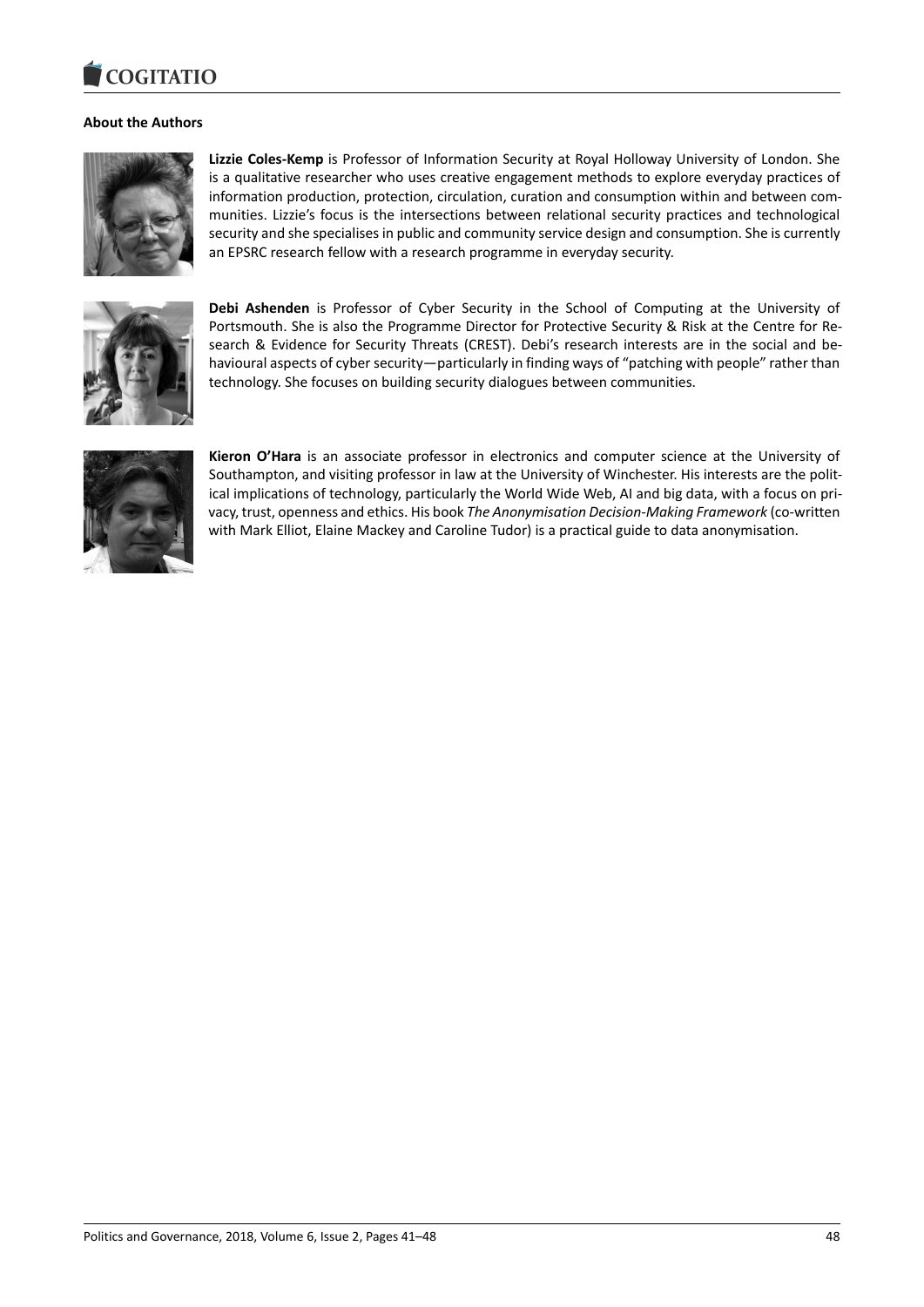**About the Authors**

**Lizzie Coles-Kemp** is Professor of Information Security at Royal Holloway University of London. She is a qualitative researcher who uses creative engagement methods to explore everyday practices of information production, protection, circulation, curation and consumption within and between communities. Lizzie's focus is the intersections between relational security practices and technological security and she specialises in public and community service design and consumption. She is currently an EPSRC research fellow with a research programme in everyday security.

**Debi Ashenden** is Professor of Cyber Security in the School of Computing at the University of Portsmouth. She is also the Programme Director for Protective Security & Risk at the Centre for Research & Evidence for Security Threats (CREST). Debi's research interests are in the social and behavioural aspects of cyber security—particularly in finding ways of "patching with people" rather than technology. She focuses on building security dialogues between communities.

**Kieron O'Hara** is an associate professor in electronics and computer science at the University of Southampton, and visiting professor in law at the University of Winchester. His interests are the political implications of technology, particularly the World Wide Web, AI and big data, with a focus on privacy, trust, openness and ethics. His book *The Anonymisation Decision-Making Framework* (co-written with Mark Elliot, Elaine Mackey and Caroline Tudor) is a practical guide to data anonymisation.